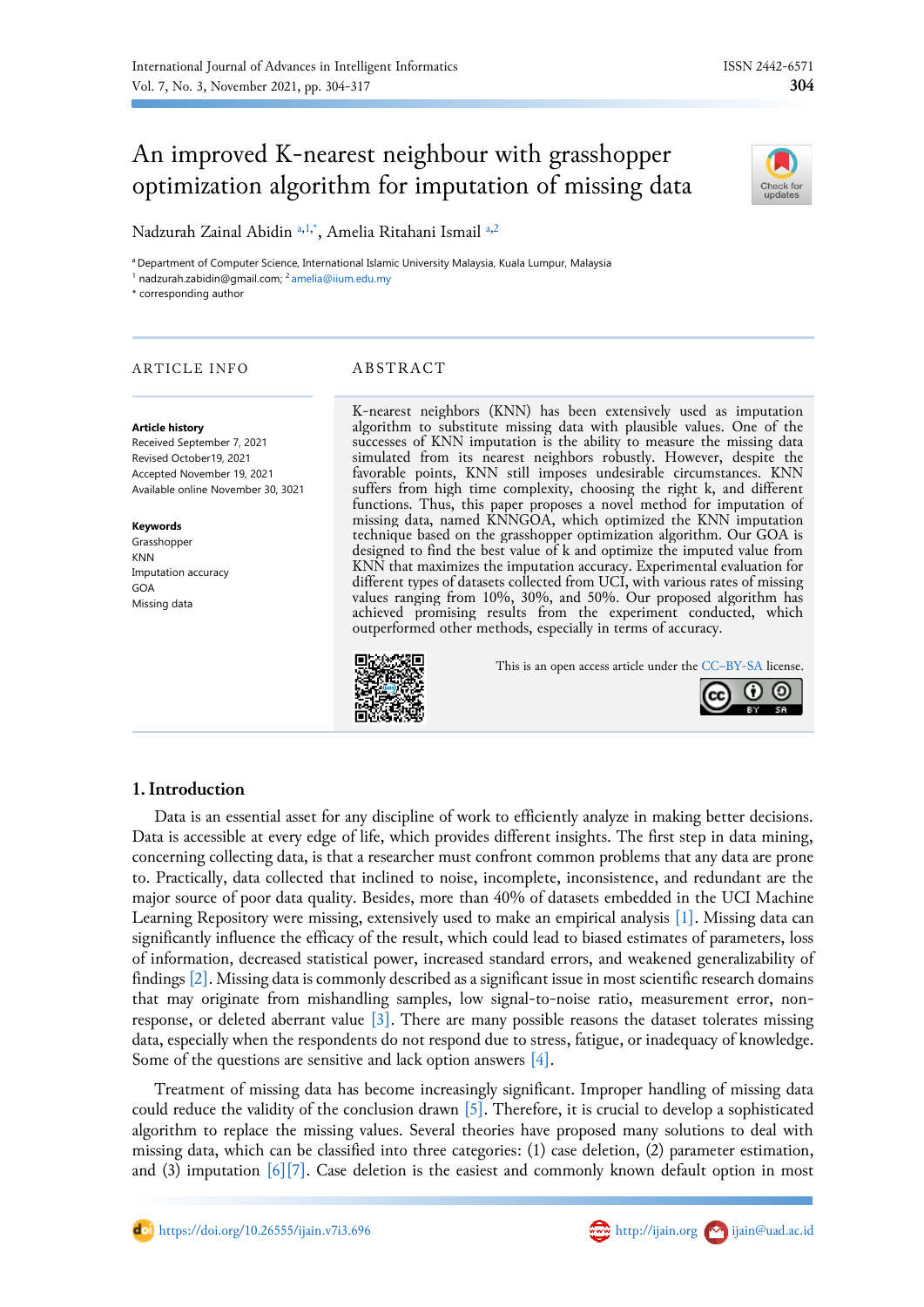# An improved K-nearest neighbour with grasshopper optimization algorithm for imputation of missing data

Nadzurah Zainal Abidin [a,1,*], Amelia Ritahani Ismail [a,2]

[a] Department of Computer Science, International Islamic University Malaysia, Kuala Lumpur, Malaysia
[1] nadzurah.zabidin@gmail.com; [2] amelia@iium.edu.my
* corresponding author

## ARTICLE INFO

**Article history**
Received September 7, 2021
Revised October19, 2021
Accepted November 19, 2021
Available online November 30, 3021

**Keywords**
Grasshopper
KNN
Imputation accuracy
GOA
Missing data

## ABSTRACT

K-nearest neighbors (KNN) has been extensively used as imputation algorithm to substitute missing data with plausible values. One of the successes of KNN imputation is the ability to measure the missing data simulated from its nearest neighbors robustly. However, despite the favorable points, KNN still imposes undesirable circumstances. KNN suffers from high time complexity, choosing the right k, and different functions. Thus, this paper proposes a novel method for imputation of missing data, named KNNGOA, which optimized the KNN imputation technique based on the grasshopper optimization algorithm. Our GOA is designed to find the best value of k and optimize the imputed value from KNN that maximizes the imputation accuracy. Experimental evaluation for different types of datasets collected from UCI, with various rates of missing values ranging from 10%, 30%, and 50%. Our proposed algorithm has achieved promising results from the experiment conducted, which outperformed other methods, especially in terms of accuracy.

This is an open access article under the CC–BY-SA license.

## 1. Introduction

Data is an essential asset for any discipline of work to efficiently analyze in making better decisions. Data is accessible at every edge of life, which provides different insights. The first step in data mining, concerning collecting data, is that a researcher must confront common problems that any data are prone to. Practically, data collected that inclined to noise, incomplete, inconsistence, and redundant are the major source of poor data quality. Besides, more than 40% of datasets embedded in the UCI Machine Learning Repository were missing, extensively used to make an empirical analysis [1]. Missing data can significantly influence the efficacy of the result, which could lead to biased estimates of parameters, loss of information, decreased statistical power, increased standard errors, and weakened generalizability of findings [2]. Missing data is commonly described as a significant issue in most scientific research domains that may originate from mishandling samples, low signal-to-noise ratio, measurement error, non-response, or deleted aberrant value [3]. There are many possible reasons the dataset tolerates missing data, especially when the respondents do not respond due to stress, fatigue, or inadequacy of knowledge. Some of the questions are sensitive and lack option answers [4].

Treatment of missing data has become increasingly significant. Improper handling of missing data could reduce the validity of the conclusion drawn [5]. Therefore, it is crucial to develop a sophisticated algorithm to replace the missing values. Several theories have proposed many solutions to deal with missing data, which can be classified into three categories: (1) case deletion, (2) parameter estimation, and (3) imputation [6][7]. Case deletion is the easiest and commonly known default option in most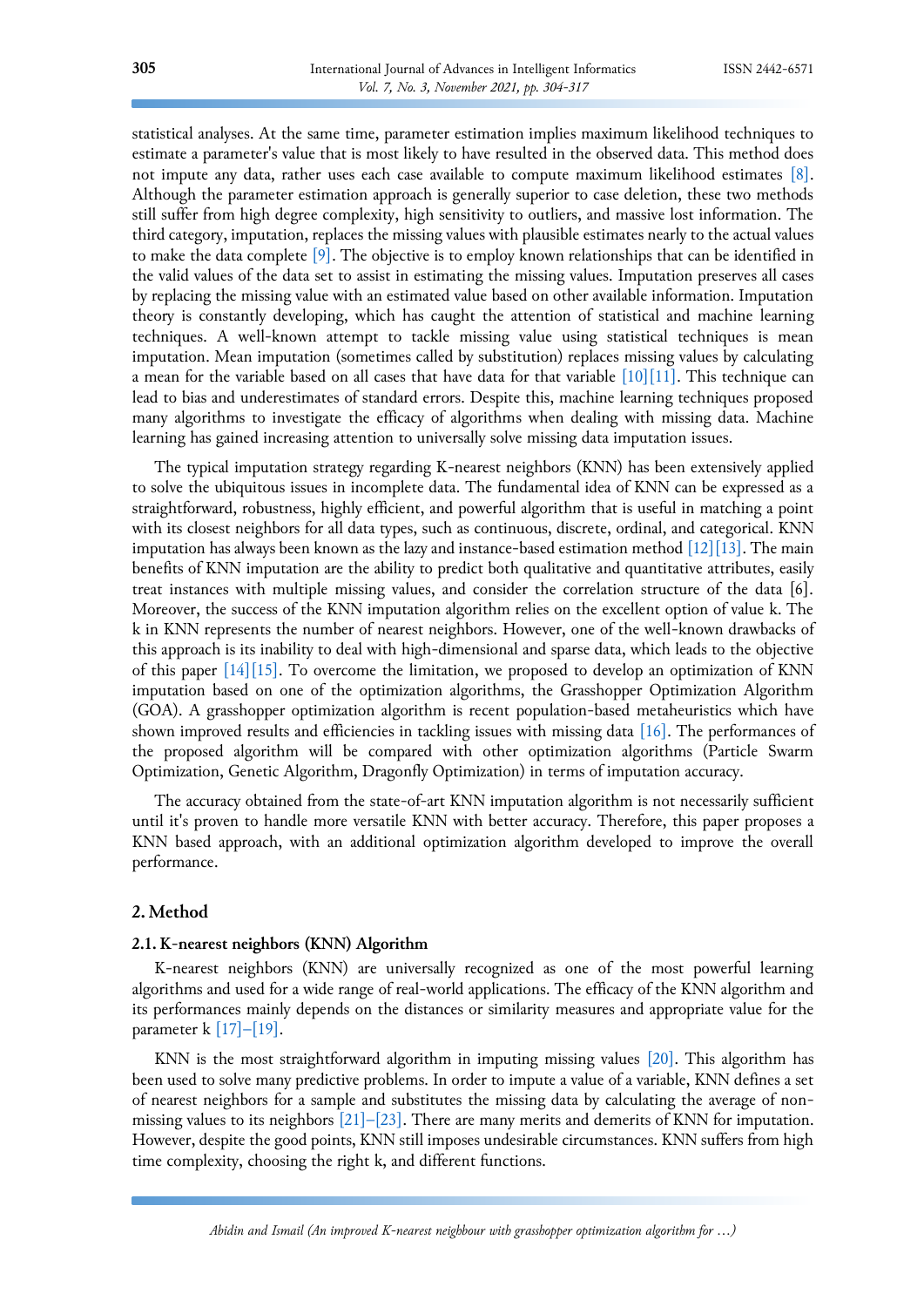statistical analyses. At the same time, parameter estimation implies maximum likelihood techniques to estimate a parameter's value that is most likely to have resulted in the observed data. This method does not impute any data, rather uses each case available to compute maximum likelihood estimates [8]. Although the parameter estimation approach is generally superior to case deletion, these two methods still suffer from high degree complexity, high sensitivity to outliers, and massive lost information. The third category, imputation, replaces the missing values with plausible estimates nearly to the actual values to make the data complete [9]. The objective is to employ known relationships that can be identified in the valid values of the data set to assist in estimating the missing values. Imputation preserves all cases by replacing the missing value with an estimated value based on other available information. Imputation theory is constantly developing, which has caught the attention of statistical and machine learning techniques. A well-known attempt to tackle missing value using statistical techniques is mean imputation. Mean imputation (sometimes called by substitution) replaces missing values by calculating a mean for the variable based on all cases that have data for that variable [10][11]. This technique can lead to bias and underestimates of standard errors. Despite this, machine learning techniques proposed many algorithms to investigate the efficacy of algorithms when dealing with missing data. Machine learning has gained increasing attention to universally solve missing data imputation issues.

The typical imputation strategy regarding K-nearest neighbors (KNN) has been extensively applied to solve the ubiquitous issues in incomplete data. The fundamental idea of KNN can be expressed as a straightforward, robustness, highly efficient, and powerful algorithm that is useful in matching a point with its closest neighbors for all data types, such as continuous, discrete, ordinal, and categorical. KNN imputation has always been known as the lazy and instance-based estimation method [12][13]. The main benefits of KNN imputation are the ability to predict both qualitative and quantitative attributes, easily treat instances with multiple missing values, and consider the correlation structure of the data [6]. Moreover, the success of the KNN imputation algorithm relies on the excellent option of value k. The k in KNN represents the number of nearest neighbors. However, one of the well-known drawbacks of this approach is its inability to deal with high-dimensional and sparse data, which leads to the objective of this paper [14][15]. To overcome the limitation, we proposed to develop an optimization of KNN imputation based on one of the optimization algorithms, the Grasshopper Optimization Algorithm (GOA). A grasshopper optimization algorithm is recent population-based metaheuristics which have shown improved results and efficiencies in tackling issues with missing data [16]. The performances of the proposed algorithm will be compared with other optimization algorithms (Particle Swarm Optimization, Genetic Algorithm, Dragonfly Optimization) in terms of imputation accuracy.

The accuracy obtained from the state-of-art KNN imputation algorithm is not necessarily sufficient until it's proven to handle more versatile KNN with better accuracy. Therefore, this paper proposes a KNN based approach, with an additional optimization algorithm developed to improve the overall performance.

## 2. Method

### 2.1. K-nearest neighbors (KNN) Algorithm

K-nearest neighbors (KNN) are universally recognized as one of the most powerful learning algorithms and used for a wide range of real-world applications. The efficacy of the KNN algorithm and its performances mainly depends on the distances or similarity measures and appropriate value for the parameter k [17]–[19].

KNN is the most straightforward algorithm in imputing missing values [20]. This algorithm has been used to solve many predictive problems. In order to impute a value of a variable, KNN defines a set of nearest neighbors for a sample and substitutes the missing data by calculating the average of non-missing values to its neighbors [21]–[23]. There are many merits and demerits of KNN for imputation. However, despite the good points, KNN still imposes undesirable circumstances. KNN suffers from high time complexity, choosing the right k, and different functions.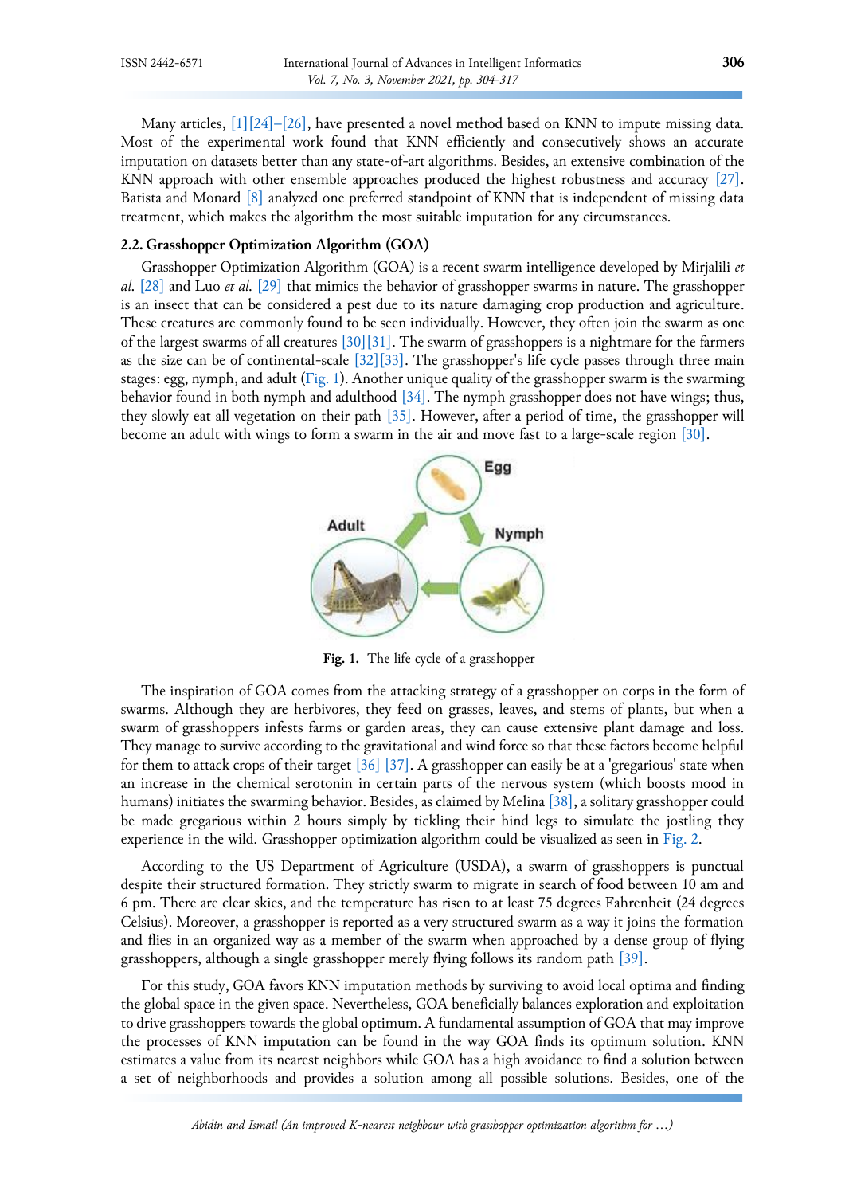Many articles, [1][24]–[26], have presented a novel method based on KNN to impute missing data. Most of the experimental work found that KNN efficiently and consecutively shows an accurate imputation on datasets better than any state-of-art algorithms. Besides, an extensive combination of the KNN approach with other ensemble approaches produced the highest robustness and accuracy [27]. Batista and Monard [8] analyzed one preferred standpoint of KNN that is independent of missing data treatment, which makes the algorithm the most suitable imputation for any circumstances.

### 2.2. Grasshopper Optimization Algorithm (GOA)

Grasshopper Optimization Algorithm (GOA) is a recent swarm intelligence developed by Mirjalili *et al.* [28] and Luo *et al.* [29] that mimics the behavior of grasshopper swarms in nature. The grasshopper is an insect that can be considered a pest due to its nature damaging crop production and agriculture. These creatures are commonly found to be seen individually. However, they often join the swarm as one of the largest swarms of all creatures [30][31]. The swarm of grasshoppers is a nightmare for the farmers as the size can be of continental-scale [32][33]. The grasshopper's life cycle passes through three main stages: egg, nymph, and adult (Fig. 1). Another unique quality of the grasshopper swarm is the swarming behavior found in both nymph and adulthood [34]. The nymph grasshopper does not have wings; thus, they slowly eat all vegetation on their path [35]. However, after a period of time, the grasshopper will become an adult with wings to form a swarm in the air and move fast to a large-scale region [30].

**Fig. 1.** The life cycle of a grasshopper

The inspiration of GOA comes from the attacking strategy of a grasshopper on corps in the form of swarms. Although they are herbivores, they feed on grasses, leaves, and stems of plants, but when a swarm of grasshoppers infests farms or garden areas, they can cause extensive plant damage and loss. They manage to survive according to the gravitational and wind force so that these factors become helpful for them to attack crops of their target [36] [37]. A grasshopper can easily be at a 'gregarious' state when an increase in the chemical serotonin in certain parts of the nervous system (which boosts mood in humans) initiates the swarming behavior. Besides, as claimed by Melina [38], a solitary grasshopper could be made gregarious within 2 hours simply by tickling their hind legs to simulate the jostling they experience in the wild. Grasshopper optimization algorithm could be visualized as seen in Fig. 2.

According to the US Department of Agriculture (USDA), a swarm of grasshoppers is punctual despite their structured formation. They strictly swarm to migrate in search of food between 10 am and 6 pm. There are clear skies, and the temperature has risen to at least 75 degrees Fahrenheit (24 degrees Celsius). Moreover, a grasshopper is reported as a very structured swarm as a way it joins the formation and flies in an organized way as a member of the swarm when approached by a dense group of flying grasshoppers, although a single grasshopper merely flying follows its random path [39].

For this study, GOA favors KNN imputation methods by surviving to avoid local optima and finding the global space in the given space. Nevertheless, GOA beneficially balances exploration and exploitation to drive grasshoppers towards the global optimum. A fundamental assumption of GOA that may improve the processes of KNN imputation can be found in the way GOA finds its optimum solution. KNN estimates a value from its nearest neighbors while GOA has a high avoidance to find a solution between a set of neighborhoods and provides a solution among all possible solutions. Besides, one of the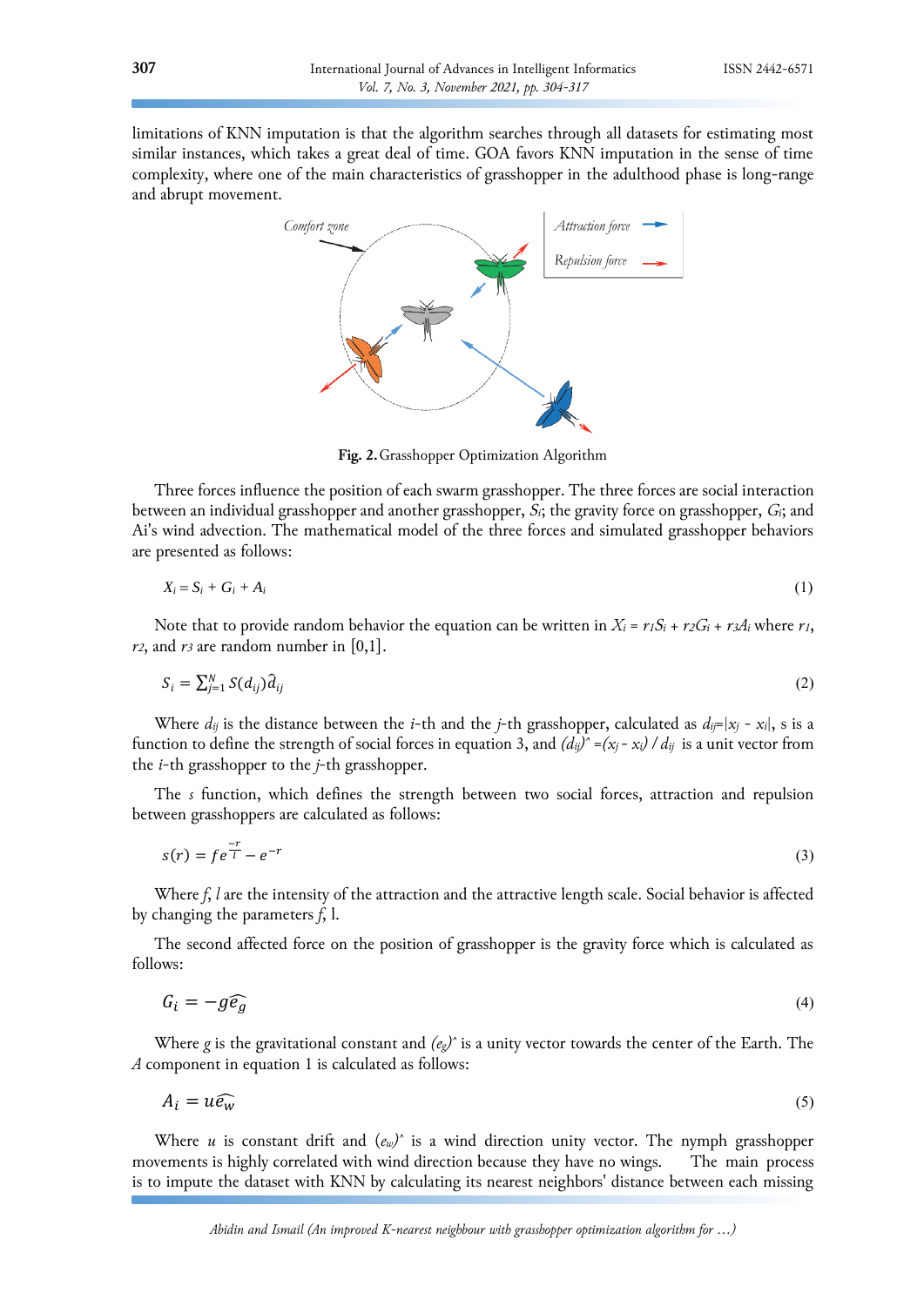limitations of KNN imputation is that the algorithm searches through all datasets for estimating most similar instances, which takes a great deal of time. GOA favors KNN imputation in the sense of time complexity, where one of the main characteristics of grasshopper in the adulthood phase is long-range and abrupt movement.

**Fig. 2.** Grasshopper Optimization Algorithm

Three forces influence the position of each swarm grasshopper. The three forces are social interaction between an individual grasshopper and another grasshopper, $S_i$; the gravity force on grasshopper, $G_i$; and Ai's wind advection. The mathematical model of the three forces and simulated grasshopper behaviors are presented as follows:

$$X_i = S_i + G_i + A_i \tag{1}$$

Note that to provide random behavior the equation can be written in $X_i = r_1S_i + r_2G_i + r_3A_i$ where $r_1$, $r_2$, and $r_3$ are random number in [0,1].

$$S_i = \sum_{j=1}^{N} S(d_{ij})\hat{d}_{ij} \tag{2}$$

Where $d_{ij}$ is the distance between the $i$-th and the $j$-th grasshopper, calculated as $d_{ij}=|x_j - x_i|$, s is a function to define the strength of social forces in equation 3, and $(d_{ij})\hat{} =(x_j - x_i) / d_{ij}$ is a unit vector from the $i$-th grasshopper to the $j$-th grasshopper.

The $s$ function, which defines the strength between two social forces, attraction and repulsion between grasshoppers are calculated as follows:

$$s(r) = fe^{\frac{-r}{l}} - e^{-r} \tag{3}$$

Where $f$, $l$ are the intensity of the attraction and the attractive length scale. Social behavior is affected by changing the parameters $f$, l.

The second affected force on the position of grasshopper is the gravity force which is calculated as follows:

$$G_i = -g\widehat{e_g} \tag{4}$$

Where $g$ is the gravitational constant and $(e_g)\hat{}$ is a unity vector towards the center of the Earth. The $A$ component in equation 1 is calculated as follows:

$$A_i = u\widehat{e_w} \tag{5}$$

Where $u$ is constant drift and $(e_w)\hat{}$ is a wind direction unity vector. The nymph grasshopper movements is highly correlated with wind direction because they have no wings. The main process is to impute the dataset with KNN by calculating its nearest neighbors' distance between each missing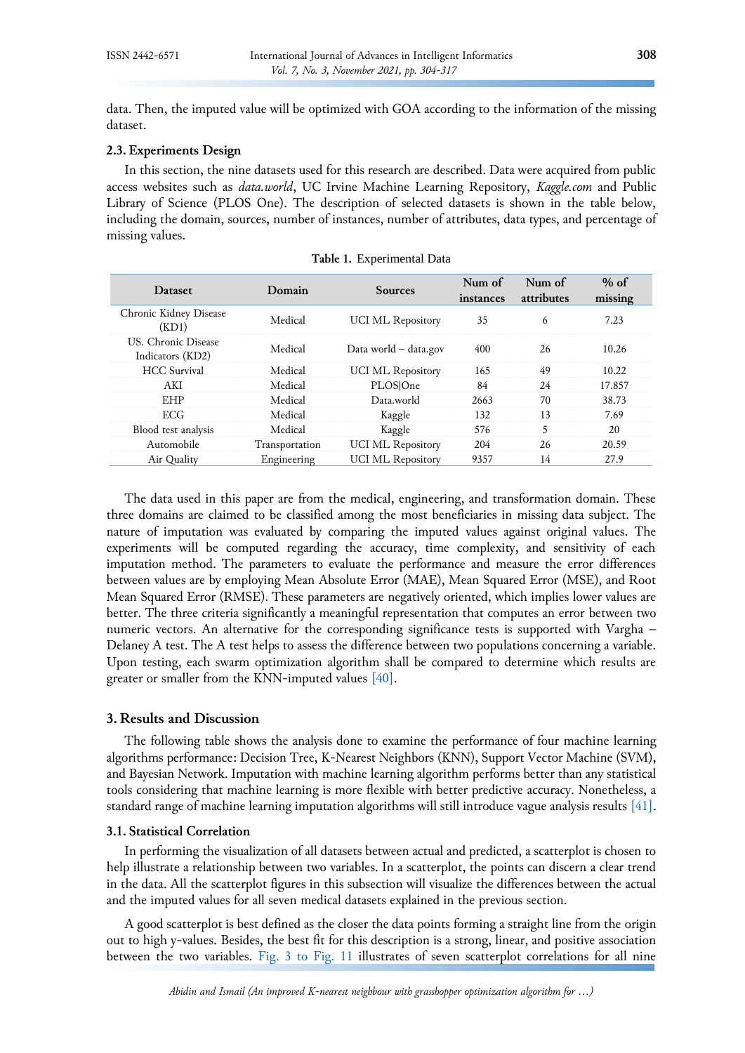data. Then, the imputed value will be optimized with GOA according to the information of the missing dataset.

### 2.3. Experiments Design

In this section, the nine datasets used for this research are described. Data were acquired from public access websites such as *data.world*, UC Irvine Machine Learning Repository, *Kaggle.com* and Public Library of Science (PLOS One). The description of selected datasets is shown in the table below, including the domain, sources, number of instances, number of attributes, data types, and percentage of missing values.

**Table 1.** Experimental Data

| Dataset | Domain | Sources | Num of instances | Num of attributes | % of missing |
|---|---|---|---|---|---|
| Chronic Kidney Disease (KD1) | Medical | UCI ML Repository | 35 | 6 | 7.23 |
| US. Chronic Disease Indicators (KD2) | Medical | Data world – data.gov | 400 | 26 | 10.26 |
| HCC Survival | Medical | UCI ML Repository | 165 | 49 | 10.22 |
| AKI | Medical | PLOS\|One | 84 | 24 | 17.857 |
| EHP | Medical | Data.world | 2663 | 70 | 38.73 |
| ECG | Medical | Kaggle | 132 | 13 | 7.69 |
| Blood test analysis | Medical | Kaggle | 576 | 5 | 20 |
| Automobile | Transportation | UCI ML Repository | 204 | 26 | 20.59 |
| Air Quality | Engineering | UCI ML Repository | 9357 | 14 | 27.9 |

The data used in this paper are from the medical, engineering, and transformation domain. These three domains are claimed to be classified among the most beneficiaries in missing data subject. The nature of imputation was evaluated by comparing the imputed values against original values. The experiments will be computed regarding the accuracy, time complexity, and sensitivity of each imputation method. The parameters to evaluate the performance and measure the error differences between values are by employing Mean Absolute Error (MAE), Mean Squared Error (MSE), and Root Mean Squared Error (RMSE). These parameters are negatively oriented, which implies lower values are better. The three criteria significantly a meaningful representation that computes an error between two numeric vectors. An alternative for the corresponding significance tests is supported with Vargha – Delaney A test. The A test helps to assess the difference between two populations concerning a variable. Upon testing, each swarm optimization algorithm shall be compared to determine which results are greater or smaller from the KNN-imputed values [40].

## 3. Results and Discussion

The following table shows the analysis done to examine the performance of four machine learning algorithms performance: Decision Tree, K-Nearest Neighbors (KNN), Support Vector Machine (SVM), and Bayesian Network. Imputation with machine learning algorithm performs better than any statistical tools considering that machine learning is more flexible with better predictive accuracy. Nonetheless, a standard range of machine learning imputation algorithms will still introduce vague analysis results [41].

### 3.1. Statistical Correlation

In performing the visualization of all datasets between actual and predicted, a scatterplot is chosen to help illustrate a relationship between two variables. In a scatterplot, the points can discern a clear trend in the data. All the scatterplot figures in this subsection will visualize the differences between the actual and the imputed values for all seven medical datasets explained in the previous section.

A good scatterplot is best defined as the closer the data points forming a straight line from the origin out to high y-values. Besides, the best fit for this description is a strong, linear, and positive association between the two variables. Fig. 3 to Fig. 11 illustrates of seven scatterplot correlations for all nine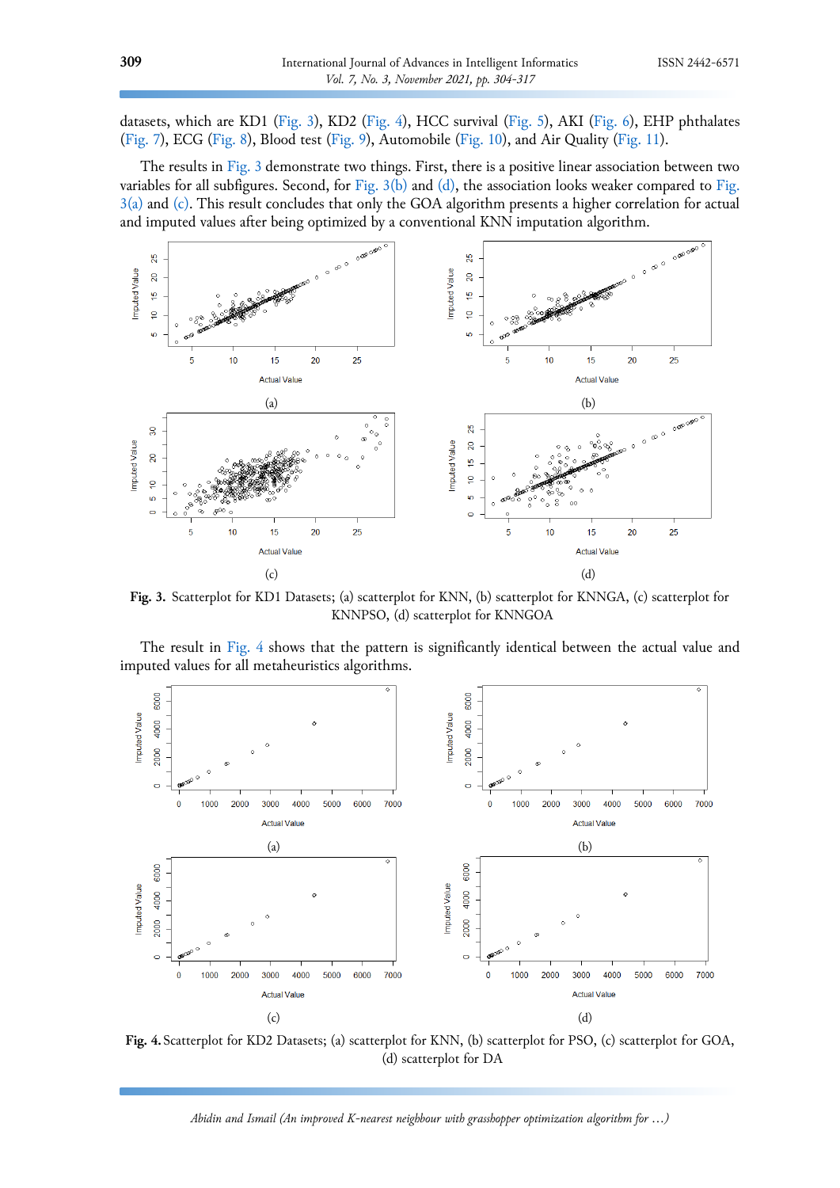datasets, which are KD1 (Fig. 3), KD2 (Fig. 4), HCC survival (Fig. 5), AKI (Fig. 6), EHP phthalates (Fig. 7), ECG (Fig. 8), Blood test (Fig. 9), Automobile (Fig. 10), and Air Quality (Fig. 11).

The results in Fig. 3 demonstrate two things. First, there is a positive linear association between two variables for all subfigures. Second, for Fig. 3(b) and (d), the association looks weaker compared to Fig. 3(a) and (c). This result concludes that only the GOA algorithm presents a higher correlation for actual and imputed values after being optimized by a conventional KNN imputation algorithm.

**Fig. 3.** Scatterplot for KD1 Datasets; (a) scatterplot for KNN, (b) scatterplot for KNNGA, (c) scatterplot for KNNPSO, (d) scatterplot for KNNGOA

The result in Fig. 4 shows that the pattern is significantly identical between the actual value and imputed values for all metaheuristics algorithms.

**Fig. 4.** Scatterplot for KD2 Datasets; (a) scatterplot for KNN, (b) scatterplot for PSO, (c) scatterplot for GOA, (d) scatterplot for DA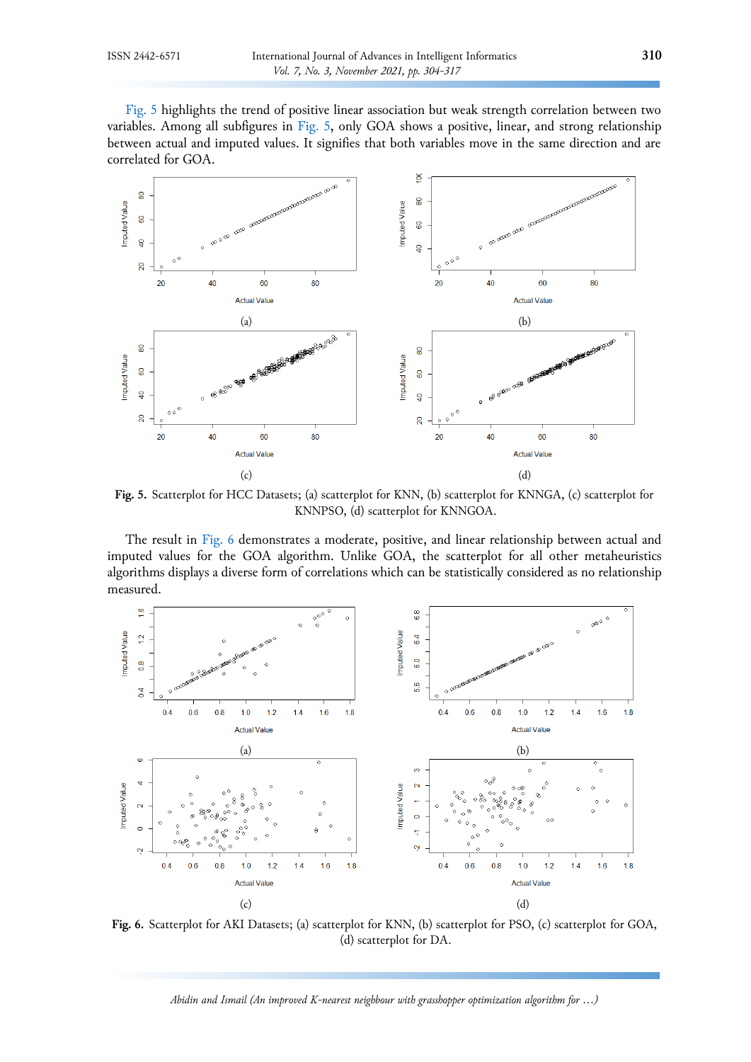Fig. 5 highlights the trend of positive linear association but weak strength correlation between two variables. Among all subfigures in Fig. 5, only GOA shows a positive, linear, and strong relationship between actual and imputed values. It signifies that both variables move in the same direction and are correlated for GOA.

**Fig. 5.** Scatterplot for HCC Datasets; (a) scatterplot for KNN, (b) scatterplot for KNNGA, (c) scatterplot for KNNPSO, (d) scatterplot for KNNGOA.

The result in Fig. 6 demonstrates a moderate, positive, and linear relationship between actual and imputed values for the GOA algorithm. Unlike GOA, the scatterplot for all other metaheuristics algorithms displays a diverse form of correlations which can be statistically considered as no relationship measured.

**Fig. 6.** Scatterplot for AKI Datasets; (a) scatterplot for KNN, (b) scatterplot for PSO, (c) scatterplot for GOA, (d) scatterplot for DA.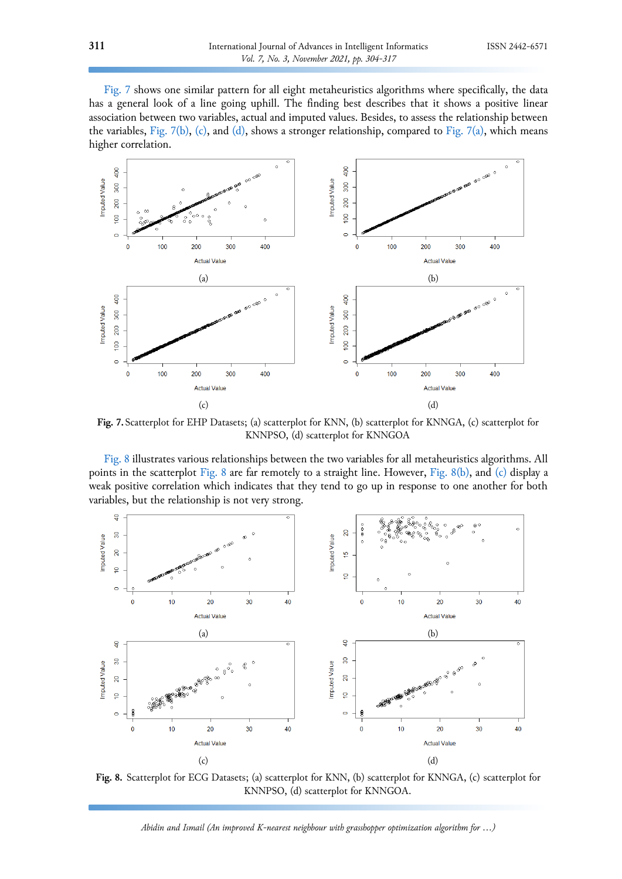Fig. 7 shows one similar pattern for all eight metaheuristics algorithms where specifically, the data has a general look of a line going uphill. The finding best describes that it shows a positive linear association between two variables, actual and imputed values. Besides, to assess the relationship between the variables, Fig. 7(b), (c), and (d), shows a stronger relationship, compared to Fig. 7(a), which means higher correlation.

**Fig. 7.** Scatterplot for EHP Datasets; (a) scatterplot for KNN, (b) scatterplot for KNNGA, (c) scatterplot for KNNPSO, (d) scatterplot for KNNGOA

Fig. 8 illustrates various relationships between the two variables for all metaheuristics algorithms. All points in the scatterplot Fig. 8 are far remotely to a straight line. However, Fig. 8(b), and (c) display a weak positive correlation which indicates that they tend to go up in response to one another for both variables, but the relationship is not very strong.

**Fig. 8.** Scatterplot for ECG Datasets; (a) scatterplot for KNN, (b) scatterplot for KNNGA, (c) scatterplot for KNNPSO, (d) scatterplot for KNNGOA.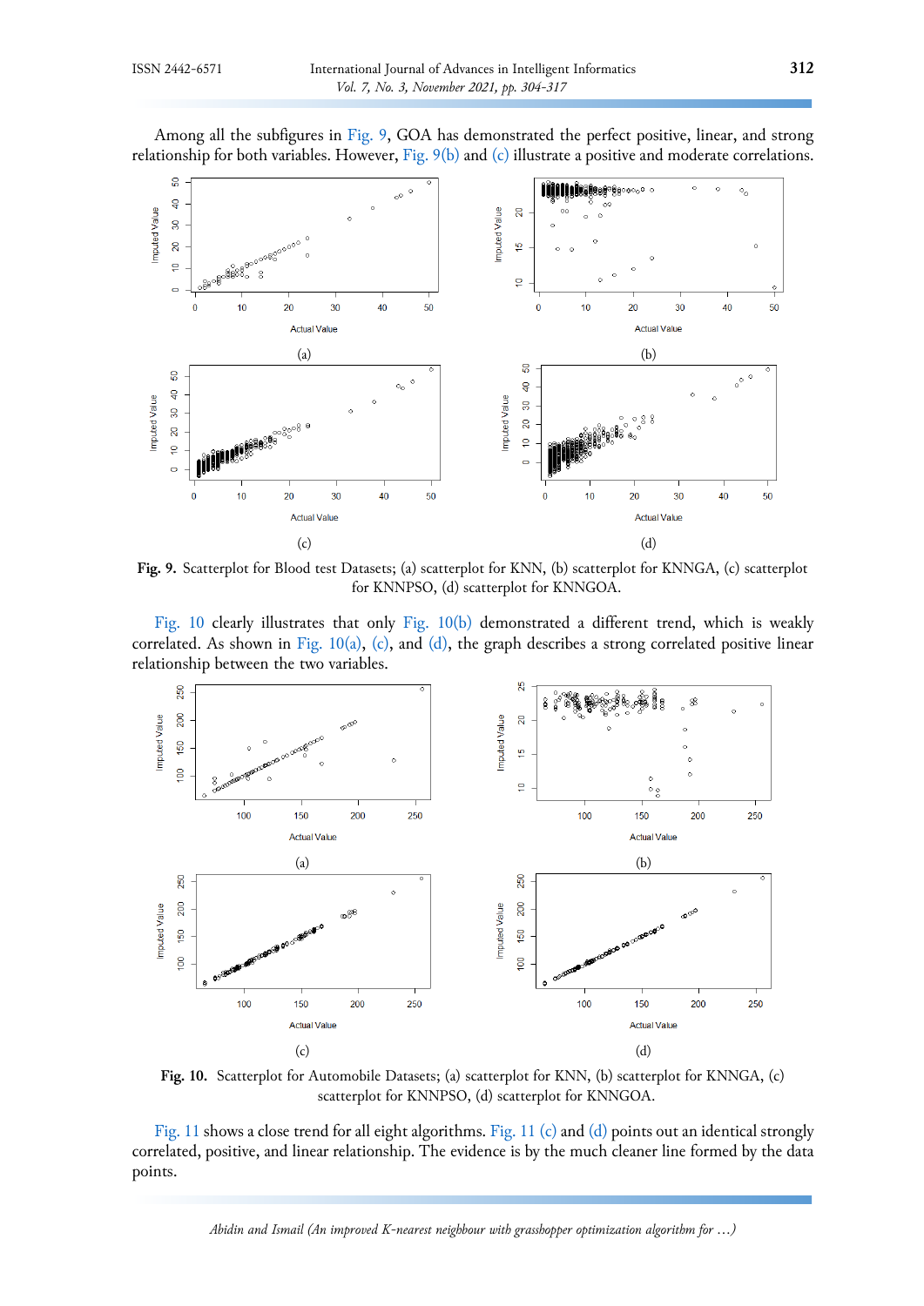Among all the subfigures in Fig. 9, GOA has demonstrated the perfect positive, linear, and strong relationship for both variables. However, Fig. 9(b) and (c) illustrate a positive and moderate correlations.

**Fig. 9.** Scatterplot for Blood test Datasets; (a) scatterplot for KNN, (b) scatterplot for KNNGA, (c) scatterplot for KNNPSO, (d) scatterplot for KNNGOA.

Fig. 10 clearly illustrates that only Fig. 10(b) demonstrated a different trend, which is weakly correlated. As shown in Fig. 10(a), (c), and (d), the graph describes a strong correlated positive linear relationship between the two variables.

**Fig. 10.** Scatterplot for Automobile Datasets; (a) scatterplot for KNN, (b) scatterplot for KNNGA, (c) scatterplot for KNNPSO, (d) scatterplot for KNNGOA.

Fig. 11 shows a close trend for all eight algorithms. Fig. 11 (c) and (d) points out an identical strongly correlated, positive, and linear relationship. The evidence is by the much cleaner line formed by the data points.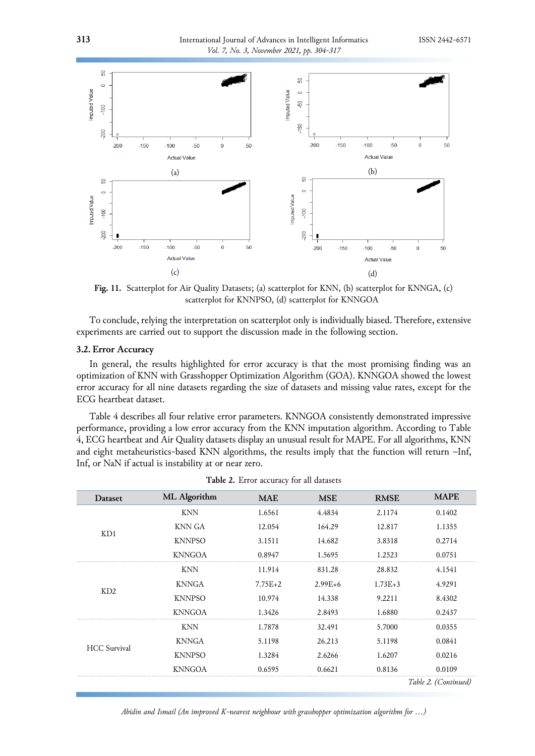Fig. 11. Scatterplot for Air Quality Datasets; (a) scatterplot for KNN, (b) scatterplot for KNNGA, (c) scatterplot for KNNPSO, (d) scatterplot for KNNGOA

To conclude, relying the interpretation on scatterplot only is individually biased. Therefore, extensive experiments are carried out to support the discussion made in the following section.

### 3.2. Error Accuracy

In general, the results highlighted for error accuracy is that the most promising finding was an optimization of KNN with Grasshopper Optimization Algorithm (GOA). KNNGOA showed the lowest error accuracy for all nine datasets regarding the size of datasets and missing value rates, except for the ECG heartbeat dataset.

Table 4 describes all four relative error parameters. KNNGOA consistently demonstrated impressive performance, providing a low error accuracy from the KNN imputation algorithm. According to Table 4, ECG heartbeat and Air Quality datasets display an unusual result for MAPE. For all algorithms, KNN and eight metaheuristics-based KNN algorithms, the results imply that the function will return –Inf, Inf, or NaN if actual is instability at or near zero.

**Table 2.** Error accuracy for all datasets

| Dataset | ML Algorithm | MAE | MSE | RMSE | MAPE |
|---|---|---|---|---|---|
| KD1 | KNN | 1.6561 | 4.4834 | 2.1174 | 0.1402 |
| | KNN GA | 12.054 | 164.29 | 12.817 | 1.1355 |
| | KNNPSO | 3.1511 | 14.682 | 3.8318 | 0.2714 |
| | KNNGOA | 0.8947 | 1.5695 | 1.2523 | 0.0751 |
| KD2 | KNN | 11.914 | 831.28 | 28.832 | 4.1541 |
| | KNNGA | 7.75E+2 | 2.99E+6 | 1.73E+3 | 4.9291 |
| | KNNPSO | 10.974 | 14.338 | 9.2211 | 8.4302 |
| | KNNGOA | 1.3426 | 2.8493 | 1.6880 | 0.2437 |
| HCC Survival | KNN | 1.7878 | 32.491 | 5.7000 | 0.0355 |
| | KNNGA | 5.1198 | 26.213 | 5.1198 | 0.0841 |
| | KNNPSO | 1.3284 | 2.6266 | 1.6207 | 0.0216 |
| | KNNGOA | 0.6595 | 0.6621 | 0.8136 | 0.0109 |

*Table 2. (Continued)*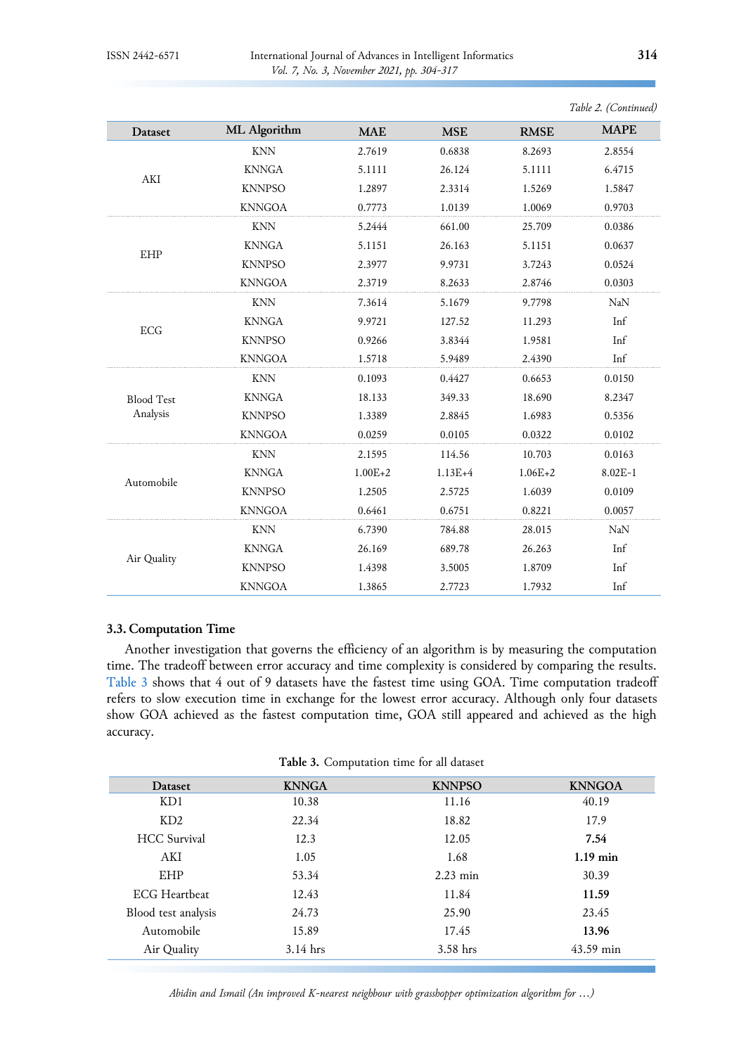*Table 2. (Continued)*

| Dataset | ML Algorithm | MAE | MSE | RMSE | MAPE |
|---|---|---|---|---|---|
| AKI | KNN | 2.7619 | 0.6838 | 8.2693 | 2.8554 |
| | KNNGA | 5.1111 | 26.124 | 5.1111 | 6.4715 |
| | KNNPSO | 1.2897 | 2.3314 | 1.5269 | 1.5847 |
| | KNNGOA | 0.7773 | 1.0139 | 1.0069 | 0.9703 |
| EHP | KNN | 5.2444 | 661.00 | 25.709 | 0.0386 |
| | KNNGA | 5.1151 | 26.163 | 5.1151 | 0.0637 |
| | KNNPSO | 2.3977 | 9.9731 | 3.7243 | 0.0524 |
| | KNNGOA | 2.3719 | 8.2633 | 2.8746 | 0.0303 |
| ECG | KNN | 7.3614 | 5.1679 | 9.7798 | NaN |
| | KNNGA | 9.9721 | 127.52 | 11.293 | Inf |
| | KNNPSO | 0.9266 | 3.8344 | 1.9581 | Inf |
| | KNNGOA | 1.5718 | 5.9489 | 2.4390 | Inf |
| Blood Test Analysis | KNN | 0.1093 | 0.4427 | 0.6653 | 0.0150 |
| | KNNGA | 18.133 | 349.33 | 18.690 | 8.2347 |
| | KNNPSO | 1.3389 | 2.8845 | 1.6983 | 0.5356 |
| | KNNGOA | 0.0259 | 0.0105 | 0.0322 | 0.0102 |
| Automobile | KNN | 2.1595 | 114.56 | 10.703 | 0.0163 |
| | KNNGA | 1.00E+2 | 1.13E+4 | 1.06E+2 | 8.02E-1 |
| | KNNPSO | 1.2505 | 2.5725 | 1.6039 | 0.0109 |
| | KNNGOA | 0.6461 | 0.6751 | 0.8221 | 0.0057 |
| Air Quality | KNN | 6.7390 | 784.88 | 28.015 | NaN |
| | KNNGA | 26.169 | 689.78 | 26.263 | Inf |
| | KNNPSO | 1.4398 | 3.5005 | 1.8709 | Inf |
| | KNNGOA | 1.3865 | 2.7723 | 1.7932 | Inf |

### 3.3. Computation Time

Another investigation that governs the efficiency of an algorithm is by measuring the computation time. The tradeoff between error accuracy and time complexity is considered by comparing the results. Table 3 shows that 4 out of 9 datasets have the fastest time using GOA. Time computation tradeoff refers to slow execution time in exchange for the lowest error accuracy. Although only four datasets show GOA achieved as the fastest computation time, GOA still appeared and achieved as the high accuracy.

**Table 3.** Computation time for all dataset

| Dataset | KNNGA | KNNPSO | KNNGOA |
|---|---|---|---|
| KD1 | 10.38 | 11.16 | 40.19 |
| KD2 | 22.34 | 18.82 | 17.9 |
| HCC Survival | 12.3 | 12.05 | **7.54** |
| AKI | 1.05 | 1.68 | **1.19 min** |
| EHP | 53.34 | 2.23 min | 30.39 |
| ECG Heartbeat | 12.43 | 11.84 | **11.59** |
| Blood test analysis | 24.73 | 25.90 | 23.45 |
| Automobile | 15.89 | 17.45 | **13.96** |
| Air Quality | 3.14 hrs | 3.58 hrs | 43.59 min |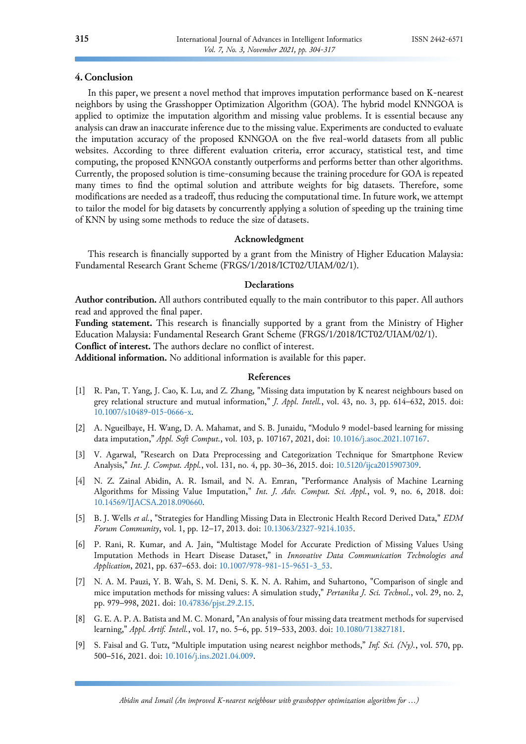## 4. Conclusion

In this paper, we present a novel method that improves imputation performance based on K-nearest neighbors by using the Grasshopper Optimization Algorithm (GOA). The hybrid model KNNGOA is applied to optimize the imputation algorithm and missing value problems. It is essential because any analysis can draw an inaccurate inference due to the missing value. Experiments are conducted to evaluate the imputation accuracy of the proposed KNNGOA on the five real-world datasets from all public websites. According to three different evaluation criteria, error accuracy, statistical test, and time computing, the proposed KNNGOA constantly outperforms and performs better than other algorithms. Currently, the proposed solution is time-consuming because the training procedure for GOA is repeated many times to find the optimal solution and attribute weights for big datasets. Therefore, some modifications are needed as a tradeoff, thus reducing the computational time. In future work, we attempt to tailor the model for big datasets by concurrently applying a solution of speeding up the training time of KNN by using some methods to reduce the size of datasets.

### Acknowledgment

This research is financially supported by a grant from the Ministry of Higher Education Malaysia: Fundamental Research Grant Scheme (FRGS/1/2018/ICT02/UIAM/02/1).

### Declarations

**Author contribution.** All authors contributed equally to the main contributor to this paper. All authors read and approved the final paper.

**Funding statement.** This research is financially supported by a grant from the Ministry of Higher Education Malaysia: Fundamental Research Grant Scheme (FRGS/1/2018/ICT02/UIAM/02/1).

**Conflict of interest.** The authors declare no conflict of interest.

**Additional information.** No additional information is available for this paper.

### References

[1] R. Pan, T. Yang, J. Cao, K. Lu, and Z. Zhang, "Missing data imputation by K nearest neighbours based on grey relational structure and mutual information," *J. Appl. Intell.*, vol. 43, no. 3, pp. 614–632, 2015. doi: 10.1007/s10489-015-0666-x.

[2] A. Ngueilbaye, H. Wang, D. A. Mahamat, and S. B. Junaidu, "Modulo 9 model-based learning for missing data imputation," *Appl. Soft Comput.*, vol. 103, p. 107167, 2021, doi: 10.1016/j.asoc.2021.107167.

[3] V. Agarwal, "Research on Data Preprocessing and Categorization Technique for Smartphone Review Analysis," *Int. J. Comput. Appl.*, vol. 131, no. 4, pp. 30–36, 2015. doi: 10.5120/ijca2015907309.

[4] N. Z. Zainal Abidin, A. R. Ismail, and N. A. Emran, "Performance Analysis of Machine Learning Algorithms for Missing Value Imputation," *Int. J. Adv. Comput. Sci. Appl.*, vol. 9, no. 6, 2018. doi: 10.14569/IJACSA.2018.090660.

[5] B. J. Wells *et al.*, "Strategies for Handling Missing Data in Electronic Health Record Derived Data," *EDM Forum Community*, vol. 1, pp. 12–17, 2013. doi: 10.13063/2327-9214.1035.

[6] P. Rani, R. Kumar, and A. Jain, "Multistage Model for Accurate Prediction of Missing Values Using Imputation Methods in Heart Disease Dataset," in *Innovative Data Communication Technologies and Application*, 2021, pp. 637–653. doi: 10.1007/978-981-15-9651-3_53.

[7] N. A. M. Pauzi, Y. B. Wah, S. M. Deni, S. K. N. A. Rahim, and Suhartono, "Comparison of single and mice imputation methods for missing values: A simulation study," *Pertanika J. Sci. Technol.*, vol. 29, no. 2, pp. 979–998, 2021. doi: 10.47836/pjst.29.2.15.

[8] G. E. A. P. A. Batista and M. C. Monard, "An analysis of four missing data treatment methods for supervised learning," *Appl. Artif. Intell.*, vol. 17, no. 5–6, pp. 519–533, 2003. doi: 10.1080/713827181.

[9] S. Faisal and G. Tutz, "Multiple imputation using nearest neighbor methods," *Inf. Sci. (Ny).*, vol. 570, pp. 500–516, 2021. doi: 10.1016/j.ins.2021.04.009.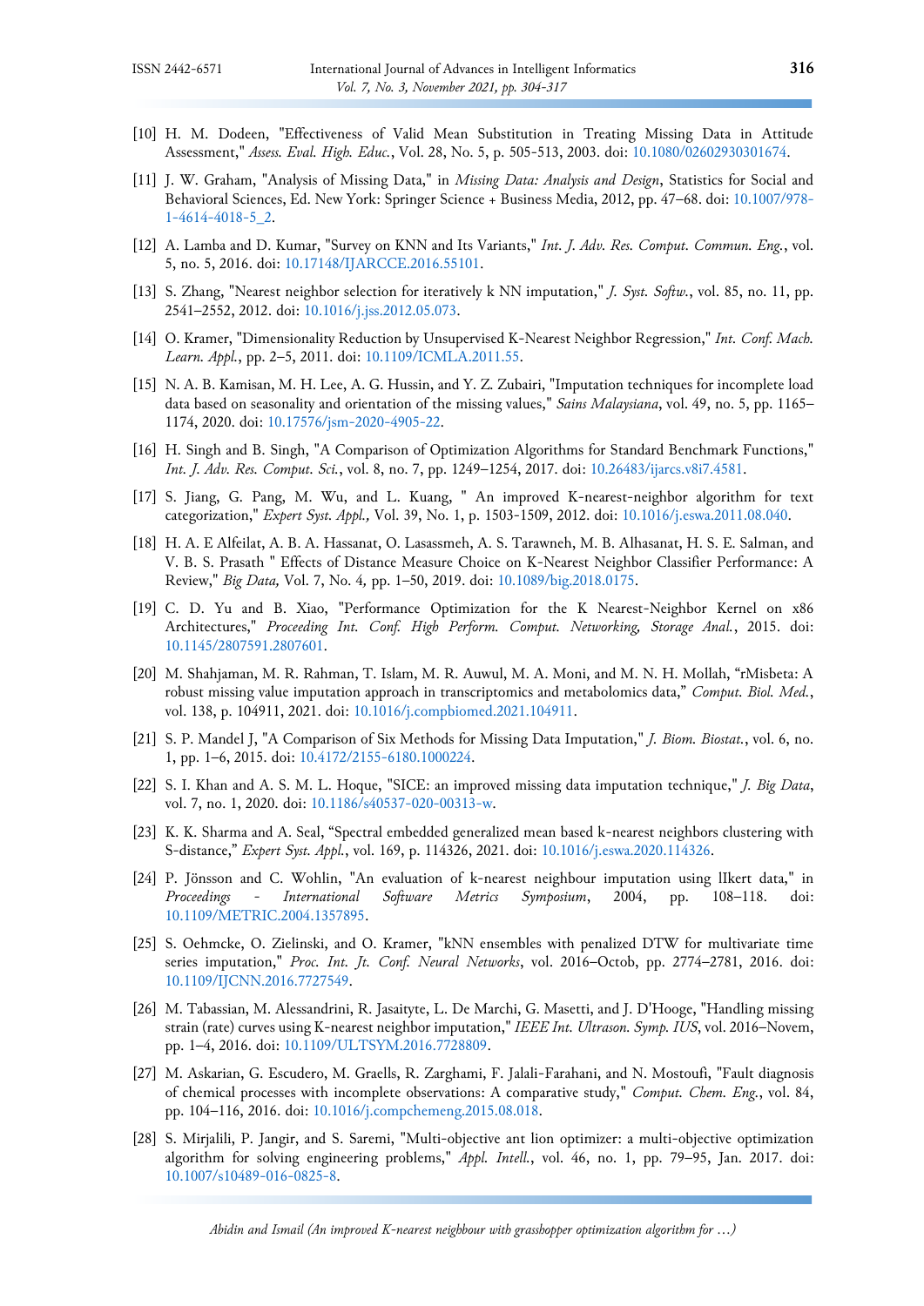[10] H. M. Dodeen, "Effectiveness of Valid Mean Substitution in Treating Missing Data in Attitude Assessment," *Assess. Eval. High. Educ.*, Vol. 28, No. 5, p. 505-513, 2003. doi: 10.1080/02602930301674.

[11] J. W. Graham, "Analysis of Missing Data," in *Missing Data: Analysis and Design*, Statistics for Social and Behavioral Sciences, Ed. New York: Springer Science + Business Media, 2012, pp. 47–68. doi: 10.1007/978-1-4614-4018-5_2.

[12] A. Lamba and D. Kumar, "Survey on KNN and Its Variants," *Int. J. Adv. Res. Comput. Commun. Eng.*, vol. 5, no. 5, 2016. doi: 10.17148/IJARCCE.2016.55101.

[13] S. Zhang, "Nearest neighbor selection for iteratively k NN imputation," *J. Syst. Softw.*, vol. 85, no. 11, pp. 2541–2552, 2012. doi: 10.1016/j.jss.2012.05.073.

[14] O. Kramer, "Dimensionality Reduction by Unsupervised K-Nearest Neighbor Regression," *Int. Conf. Mach. Learn. Appl.*, pp. 2–5, 2011. doi: 10.1109/ICMLA.2011.55.

[15] N. A. B. Kamisan, M. H. Lee, A. G. Hussin, and Y. Z. Zubairi, "Imputation techniques for incomplete load data based on seasonality and orientation of the missing values," *Sains Malaysiana*, vol. 49, no. 5, pp. 1165–1174, 2020. doi: 10.17576/jsm-2020-4905-22.

[16] H. Singh and B. Singh, "A Comparison of Optimization Algorithms for Standard Benchmark Functions," *Int. J. Adv. Res. Comput. Sci.*, vol. 8, no. 7, pp. 1249–1254, 2017. doi: 10.26483/ijarcs.v8i7.4581.

[17] S. Jiang, G. Pang, M. Wu, and L. Kuang, " An improved K-nearest-neighbor algorithm for text categorization," *Expert Syst. Appl.,* Vol. 39, No. 1, p. 1503-1509, 2012. doi: 10.1016/j.eswa.2011.08.040.

[18] H. A. E Alfeilat, A. B. A. Hassanat, O. Lasassmeh, A. S. Tarawneh, M. B. Alhasanat, H. S. E. Salman, and V. B. S. Prasath " Effects of Distance Measure Choice on K-Nearest Neighbor Classifier Performance: A Review," *Big Data,* Vol. 7, No. 4*,* pp. 1–50, 2019. doi: 10.1089/big.2018.0175.

[19] C. D. Yu and B. Xiao, "Performance Optimization for the K Nearest-Neighbor Kernel on x86 Architectures," *Proceeding Int. Conf. High Perform. Comput. Networking, Storage Anal.*, 2015. doi: 10.1145/2807591.2807601.

[20] M. Shahjaman, M. R. Rahman, T. Islam, M. R. Auwul, M. A. Moni, and M. N. H. Mollah, "rMisbeta: A robust missing value imputation approach in transcriptomics and metabolomics data," *Comput. Biol. Med.*, vol. 138, p. 104911, 2021. doi: 10.1016/j.compbiomed.2021.104911.

[21] S. P. Mandel J, "A Comparison of Six Methods for Missing Data Imputation," *J. Biom. Biostat.*, vol. 6, no. 1, pp. 1–6, 2015. doi: 10.4172/2155-6180.1000224.

[22] S. I. Khan and A. S. M. L. Hoque, "SICE: an improved missing data imputation technique," *J. Big Data*, vol. 7, no. 1, 2020. doi: 10.1186/s40537-020-00313-w.

[23] K. K. Sharma and A. Seal, "Spectral embedded generalized mean based k-nearest neighbors clustering with S-distance," *Expert Syst. Appl.*, vol. 169, p. 114326, 2021. doi: 10.1016/j.eswa.2020.114326.

[24] P. Jönsson and C. Wohlin, "An evaluation of k-nearest neighbour imputation using lIkert data," in *Proceedings - International Software Metrics Symposium*, 2004, pp. 108–118. doi: 10.1109/METRIC.2004.1357895.

[25] S. Oehmcke, O. Zielinski, and O. Kramer, "kNN ensembles with penalized DTW for multivariate time series imputation," *Proc. Int. Jt. Conf. Neural Networks*, vol. 2016–Octob, pp. 2774–2781, 2016. doi: 10.1109/IJCNN.2016.7727549.

[26] M. Tabassian, M. Alessandrini, R. Jasaityte, L. De Marchi, G. Masetti, and J. D'Hooge, "Handling missing strain (rate) curves using K-nearest neighbor imputation," *IEEE Int. Ultrason. Symp. IUS*, vol. 2016–Novem, pp. 1–4, 2016. doi: 10.1109/ULTSYM.2016.7728809.

[27] M. Askarian, G. Escudero, M. Graells, R. Zarghami, F. Jalali-Farahani, and N. Mostoufi, "Fault diagnosis of chemical processes with incomplete observations: A comparative study," *Comput. Chem. Eng.*, vol. 84, pp. 104–116, 2016. doi: 10.1016/j.compchemeng.2015.08.018.

[28] S. Mirjalili, P. Jangir, and S. Saremi, "Multi-objective ant lion optimizer: a multi-objective optimization algorithm for solving engineering problems," *Appl. Intell.*, vol. 46, no. 1, pp. 79–95, Jan. 2017. doi: 10.1007/s10489-016-0825-8.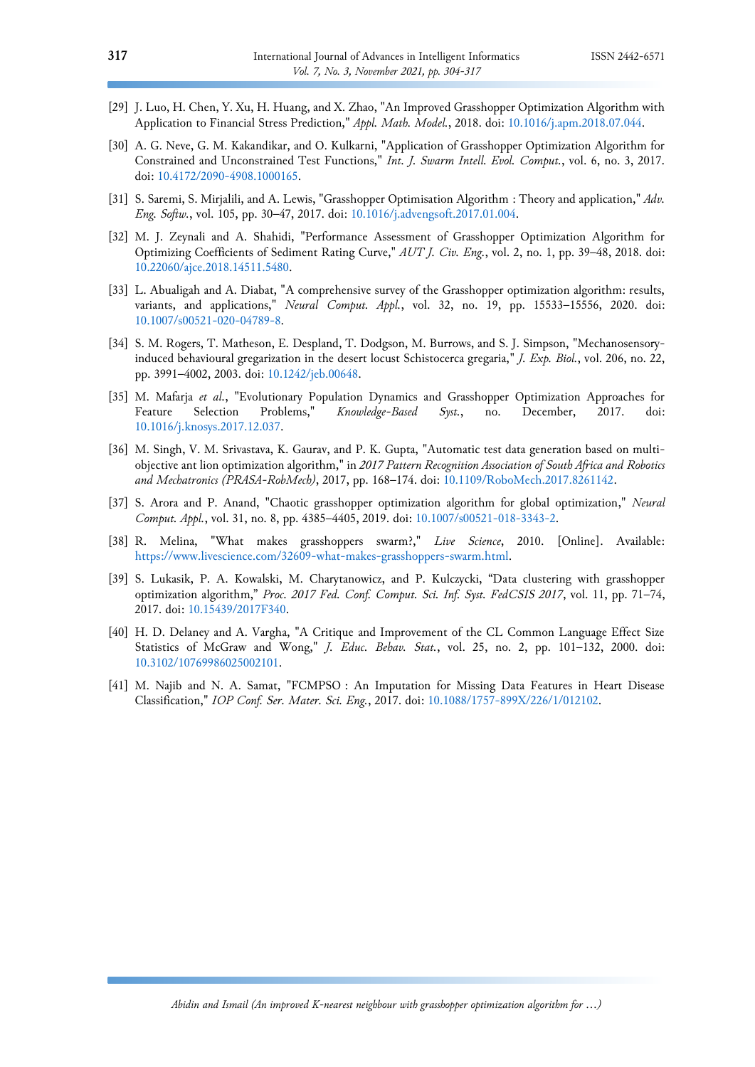[29] J. Luo, H. Chen, Y. Xu, H. Huang, and X. Zhao, "An Improved Grasshopper Optimization Algorithm with Application to Financial Stress Prediction," *Appl. Math. Model.*, 2018. doi: 10.1016/j.apm.2018.07.044.

[30] A. G. Neve, G. M. Kakandikar, and O. Kulkarni, "Application of Grasshopper Optimization Algorithm for Constrained and Unconstrained Test Functions," *Int. J. Swarm Intell. Evol. Comput.*, vol. 6, no. 3, 2017. doi: 10.4172/2090-4908.1000165.

[31] S. Saremi, S. Mirjalili, and A. Lewis, "Grasshopper Optimisation Algorithm : Theory and application," *Adv. Eng. Softw.*, vol. 105, pp. 30–47, 2017. doi: 10.1016/j.advengsoft.2017.01.004.

[32] M. J. Zeynali and A. Shahidi, "Performance Assessment of Grasshopper Optimization Algorithm for Optimizing Coefficients of Sediment Rating Curve," *AUT J. Civ. Eng.*, vol. 2, no. 1, pp. 39–48, 2018. doi: 10.22060/ajce.2018.14511.5480.

[33] L. Abualigah and A. Diabat, "A comprehensive survey of the Grasshopper optimization algorithm: results, variants, and applications," *Neural Comput. Appl.*, vol. 32, no. 19, pp. 15533–15556, 2020. doi: 10.1007/s00521-020-04789-8.

[34] S. M. Rogers, T. Matheson, E. Despland, T. Dodgson, M. Burrows, and S. J. Simpson, "Mechanosensory-induced behavioural gregarization in the desert locust Schistocerca gregaria," *J. Exp. Biol.*, vol. 206, no. 22, pp. 3991–4002, 2003. doi: 10.1242/jeb.00648.

[35] M. Mafarja *et al.*, "Evolutionary Population Dynamics and Grasshopper Optimization Approaches for Feature Selection Problems," *Knowledge-Based Syst.*, no. December, 2017. doi: 10.1016/j.knosys.2017.12.037.

[36] M. Singh, V. M. Srivastava, K. Gaurav, and P. K. Gupta, "Automatic test data generation based on multi-objective ant lion optimization algorithm," in *2017 Pattern Recognition Association of South Africa and Robotics and Mechatronics (PRASA-RobMech)*, 2017, pp. 168–174. doi: 10.1109/RoboMech.2017.8261142.

[37] S. Arora and P. Anand, "Chaotic grasshopper optimization algorithm for global optimization," *Neural Comput. Appl.*, vol. 31, no. 8, pp. 4385–4405, 2019. doi: 10.1007/s00521-018-3343-2.

[38] R. Melina, "What makes grasshoppers swarm?," *Live Science*, 2010. [Online]. Available: https://www.livescience.com/32609-what-makes-grasshoppers-swarm.html.

[39] S. Lukasik, P. A. Kowalski, M. Charytanowicz, and P. Kulczycki, "Data clustering with grasshopper optimization algorithm," *Proc. 2017 Fed. Conf. Comput. Sci. Inf. Syst. FedCSIS 2017*, vol. 11, pp. 71–74, 2017. doi: 10.15439/2017F340.

[40] H. D. Delaney and A. Vargha, "A Critique and Improvement of the CL Common Language Effect Size Statistics of McGraw and Wong," *J. Educ. Behav. Stat.*, vol. 25, no. 2, pp. 101–132, 2000. doi: 10.3102/10769986025002101.

[41] M. Najib and N. A. Samat, "FCMPSO : An Imputation for Missing Data Features in Heart Disease Classification," *IOP Conf. Ser. Mater. Sci. Eng.*, 2017. doi: 10.1088/1757-899X/226/1/012102.